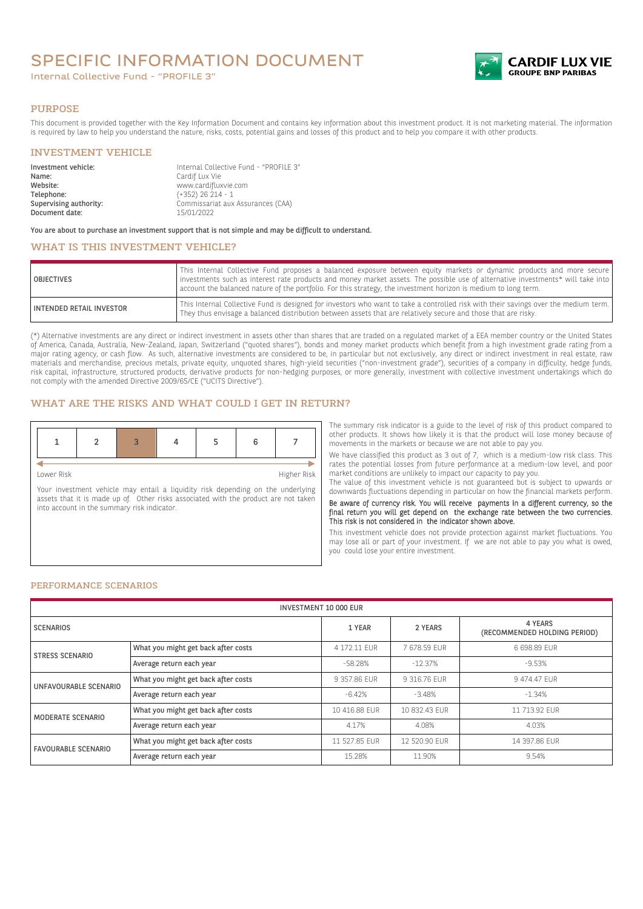# SPECIFIC INFORMATION DOCUMENT

Internal Collective Fund - "PROFILE 3"

CARDIF LUX VIE
GROUPE BNP PARIBAS

## PURPOSE

This document is provided together with the Key Information Document and contains key information about this investment product. It is not marketing material. The information is required by law to help you understand the nature, risks, costs, potential gains and losses of this product and to help you compare it with other products.

## INVESTMENT VEHICLE

**Investment vehicle:** Internal Collective Fund - "PROFILE 3"
**Name:** Cardif Lux Vie
**Website:** www.cardifluxvie.com
**Telephone:** (+352) 26 214 - 1
**Supervising authority:** Commissariat aux Assurances (CAA)
**Document date:** 15/01/2022

**You are about to purchase an investment support that is not simple and may be difficult to understand.**

## WHAT IS THIS INVESTMENT VEHICLE?

| | |
|---|---|
| OBJECTIVES | This Internal Collective Fund proposes a balanced exposure between equity markets or dynamic products and more secure investments such as interest rate products and money market assets. The possible use of alternative investments* will take into account the balanced nature of the portfolio. For this strategy, the investment horizon is medium to long term. |
| INTENDED RETAIL INVESTOR | This Internal Collective Fund is designed for investors who want to take a controlled risk with their savings over the medium term. They thus envisage a balanced distribution between assets that are relatively secure and those that are risky. |

(*) Alternative investments are any direct or indirect investment in assets other than shares that are traded on a regulated market of a EEA member country or the United States of America, Canada, Australia, New-Zealand, Japan, Switzerland ("quoted shares"), bonds and money market products which benefit from a high investment grade rating from a major rating agency, or cash flow. As such, alternative investments are considered to be, in particular but not exclusively, any direct or indirect investment in real estate, raw materials and merchandise, precious metals, private equity, unquoted shares, high-yield securities ("non-investment grade"), securities of a company in difficulty, hedge funds, risk capital, infrastructure, structured products, derivative products for non-hedging purposes, or more generally, investment with collective investment undertakings which do not comply with the amended Directive 2009/65/CE ("UCITS Directive").

## WHAT ARE THE RISKS AND WHAT COULD I GET IN RETURN?

| 1 | 2 | **3** | 4 | 5 | 6 | 7 |
|---|---|---|---|---|---|---|

Lower Risk — Higher Risk

Your investment vehicle may entail a liquidity risk depending on the underlying assets that it is made up of. Other risks associated with the product are not taken into account in the summary risk indicator.

The summary risk indicator is a guide to the level of risk of this product compared to other products. It shows how likely it is that the product will lose money because of movements in the markets or because we are not able to pay you.

We have classified this product as 3 out of 7, which is a medium-low risk class. This rates the potential losses from future performance at a medium-low level, and poor market conditions are unlikely to impact our capacity to pay you.

The value of this investment vehicle is not guaranteed but is subject to upwards or downwards fluctuations depending in particular on how the financial markets perform.

**Be aware of currency risk. You will receive payments in a different currency, so the final return you will get depend on the exchange rate between the two currencies. This risk is not considered in the indicator shown above.**

This investment vehicle does not provide protection against market fluctuations. You may lose all or part of your investment. If we are not able to pay you what is owed, you could lose your entire investment.

## PERFORMANCE SCENARIOS

| INVESTMENT 10 000 EUR | | | | |
|---|---|---|---|---|
| SCENARIOS | | 1 YEAR | 2 YEARS | 4 YEARS (RECOMMENDED HOLDING PERIOD) |
| STRESS SCENARIO | What you might get back after costs | 4 172.11 EUR | 7 678.59 EUR | 6 698.89 EUR |
| | Average return each year | -58.28% | -12.37% | -9.53% |
| UNFAVOURABLE SCENARIO | What you might get back after costs | 9 357.86 EUR | 9 316.76 EUR | 9 474.47 EUR |
| | Average return each year | -6.42% | -3.48% | -1.34% |
| MODERATE SCENARIO | What you might get back after costs | 10 416.88 EUR | 10 832.43 EUR | 11 713.92 EUR |
| | Average return each year | 4.17% | 4.08% | 4.03% |
| FAVOURABLE SCENARIO | What you might get back after costs | 11 527.85 EUR | 12 520.90 EUR | 14 397.86 EUR |
| | Average return each year | 15.28% | 11.90% | 9.54% |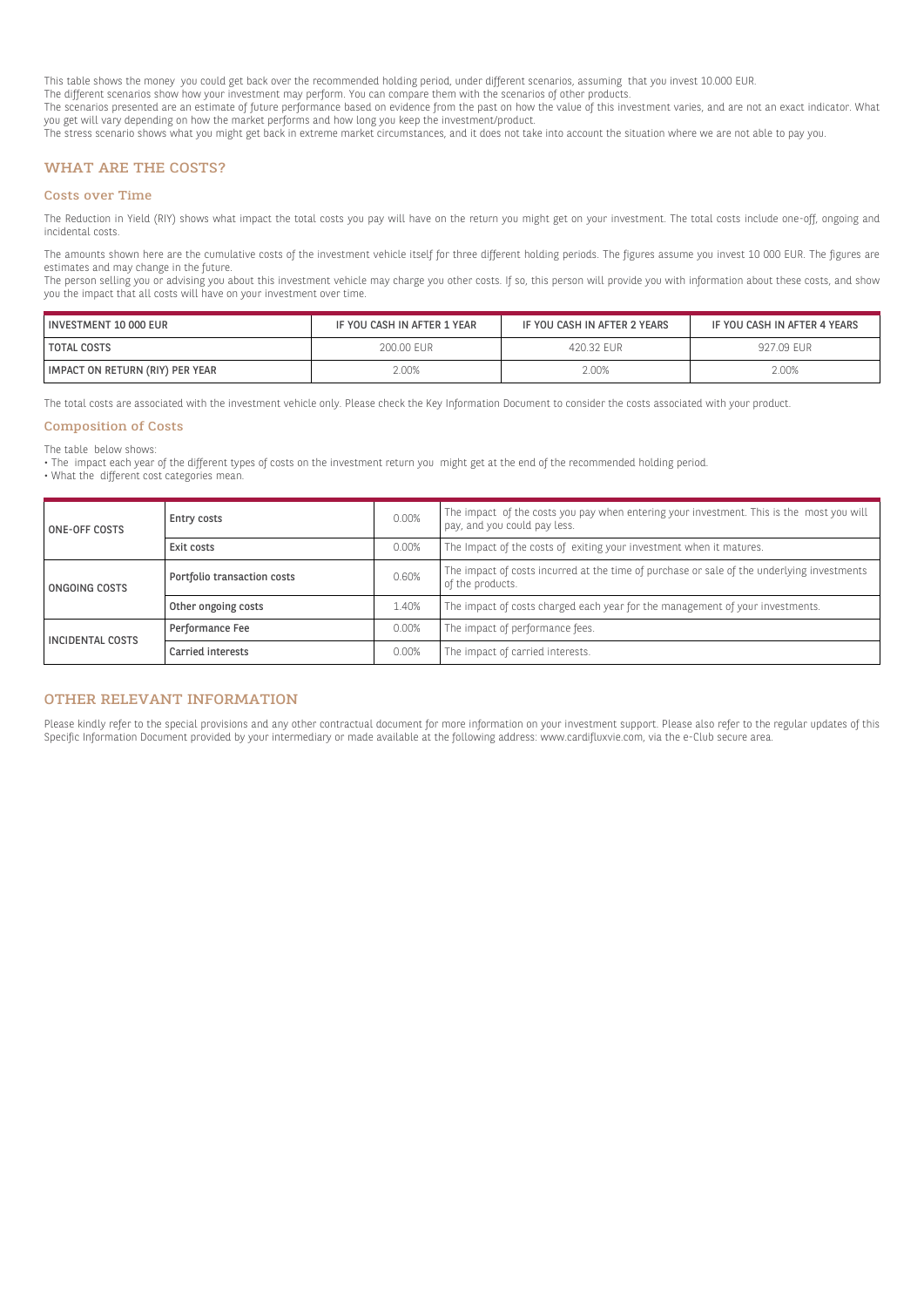This table shows the money you could get back over the recommended holding period, under different scenarios, assuming that you invest 10.000 EUR.
The different scenarios show how your investment may perform. You can compare them with the scenarios of other products.
The scenarios presented are an estimate of future performance based on evidence from the past on how the value of this investment varies, and are not an exact indicator. What you get will vary depending on how the market performs and how long you keep the investment/product.
The stress scenario shows what you might get back in extreme market circumstances, and it does not take into account the situation where we are not able to pay you.

## WHAT ARE THE COSTS?

### Costs over Time

The Reduction in Yield (RIY) shows what impact the total costs you pay will have on the return you might get on your investment. The total costs include one-off, ongoing and incidental costs.

The amounts shown here are the cumulative costs of the investment vehicle itself for three different holding periods. The figures assume you invest 10 000 EUR. The figures are estimates and may change in the future.
The person selling you or advising you about this investment vehicle may charge you other costs. If so, this person will provide you with information about these costs, and show you the impact that all costs will have on your investment over time.

| INVESTMENT 10 000 EUR | IF YOU CASH IN AFTER 1 YEAR | IF YOU CASH IN AFTER 2 YEARS | IF YOU CASH IN AFTER 4 YEARS |
|---|---|---|---|
| TOTAL COSTS | 200.00 EUR | 420.32 EUR | 927.09 EUR |
| IMPACT ON RETURN (RIY) PER YEAR | 2.00% | 2.00% | 2.00% |

The total costs are associated with the investment vehicle only. Please check the Key Information Document to consider the costs associated with your product.

### Composition of Costs

The table below shows:

- The impact each year of the different types of costs on the investment return you might get at the end of the recommended holding period.
- What the different cost categories mean.

| | | | |
|---|---|---|---|
| ONE-OFF COSTS | Entry costs | 0.00% | The impact of the costs you pay when entering your investment. This is the most you will pay, and you could pay less. |
| | Exit costs | 0.00% | The Impact of the costs of exiting your investment when it matures. |
| ONGOING COSTS | Portfolio transaction costs | 0.60% | The impact of costs incurred at the time of purchase or sale of the underlying investments of the products. |
| | Other ongoing costs | 1.40% | The impact of costs charged each year for the management of your investments. |
| INCIDENTAL COSTS | Performance Fee | 0.00% | The impact of performance fees. |
| | Carried interests | 0.00% | The impact of carried interests. |

## OTHER RELEVANT INFORMATION

Please kindly refer to the special provisions and any other contractual document for more information on your investment support. Please also refer to the regular updates of this Specific Information Document provided by your intermediary or made available at the following address: www.cardifluxvie.com, via the e-Club secure area.